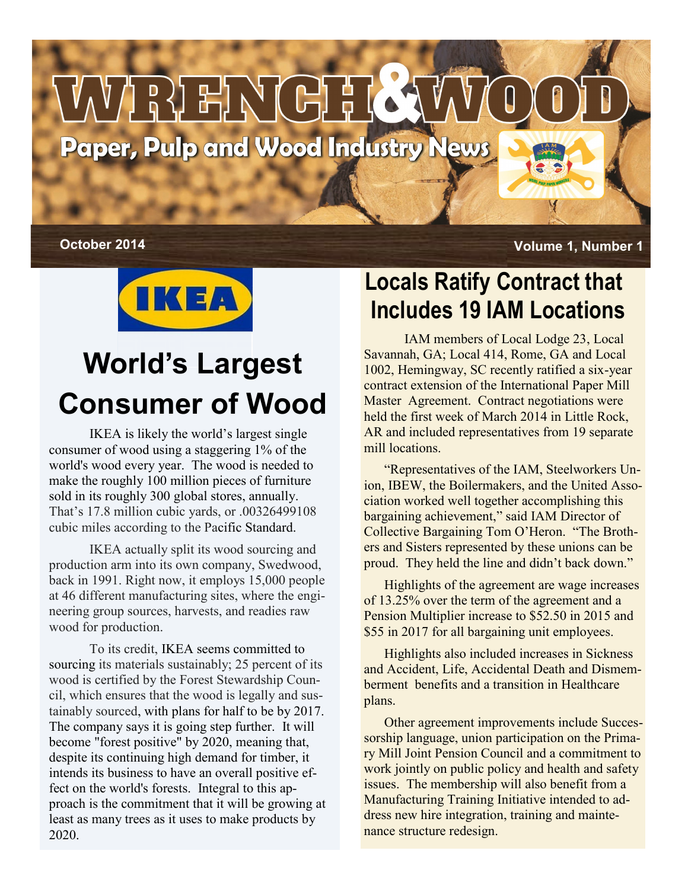# WRENCH&WOOD

**Paper, Pulp and Wood Industry News**

**October 2014** **Volume 1, Number 1**

## World's Largest Consumer of Wood

IKEA is likely the world's largest single consumer of wood using a staggering 1% of the world's wood every year. The wood is needed to make the roughly 100 million pieces of furniture sold in its roughly 300 global stores, annually. That's 17.8 million cubic yards, or .00326499108 cubic miles according to the Pacific Standard.

IKEA actually split its wood sourcing and production arm into its own company, Swedwood, back in 1991. Right now, it employs 15,000 people at 46 different manufacturing sites, where the engineering group sources, harvests, and readies raw wood for production.

To its credit, IKEA seems committed to sourcing its materials sustainably; 25 percent of its wood is certified by the Forest Stewardship Council, which ensures that the wood is legally and sustainably sourced, with plans for half to be by 2017. The company says it is going step further. It will become "forest positive" by 2020, meaning that, despite its continuing high demand for timber, it intends its business to have an overall positive effect on the world's forests. Integral to this approach is the commitment that it will be growing at least as many trees as it uses to make products by 2020.

## Locals Ratify Contract that Includes 19 IAM Locations

IAM members of Local Lodge 23, Local Savannah, GA; Local 414, Rome, GA and Local 1002, Hemingway, SC recently ratified a six-year contract extension of the International Paper Mill Master Agreement. Contract negotiations were held the first week of March 2014 in Little Rock, AR and included representatives from 19 separate mill locations.

"Representatives of the IAM, Steelworkers Union, IBEW, the Boilermakers, and the United Association worked well together accomplishing this bargaining achievement," said IAM Director of Collective Bargaining Tom O'Heron. "The Brothers and Sisters represented by these unions can be proud. They held the line and didn't back down."

Highlights of the agreement are wage increases of 13.25% over the term of the agreement and a Pension Multiplier increase to $52.50 in 2015 and $55 in 2017 for all bargaining unit employees.

Highlights also included increases in Sickness and Accident, Life, Accidental Death and Dismemberment benefits and a transition in Healthcare plans.

Other agreement improvements include Successorship language, union participation on the Primary Mill Joint Pension Council and a commitment to work jointly on public policy and health and safety issues. The membership will also benefit from a Manufacturing Training Initiative intended to address new hire integration, training and maintenance structure redesign.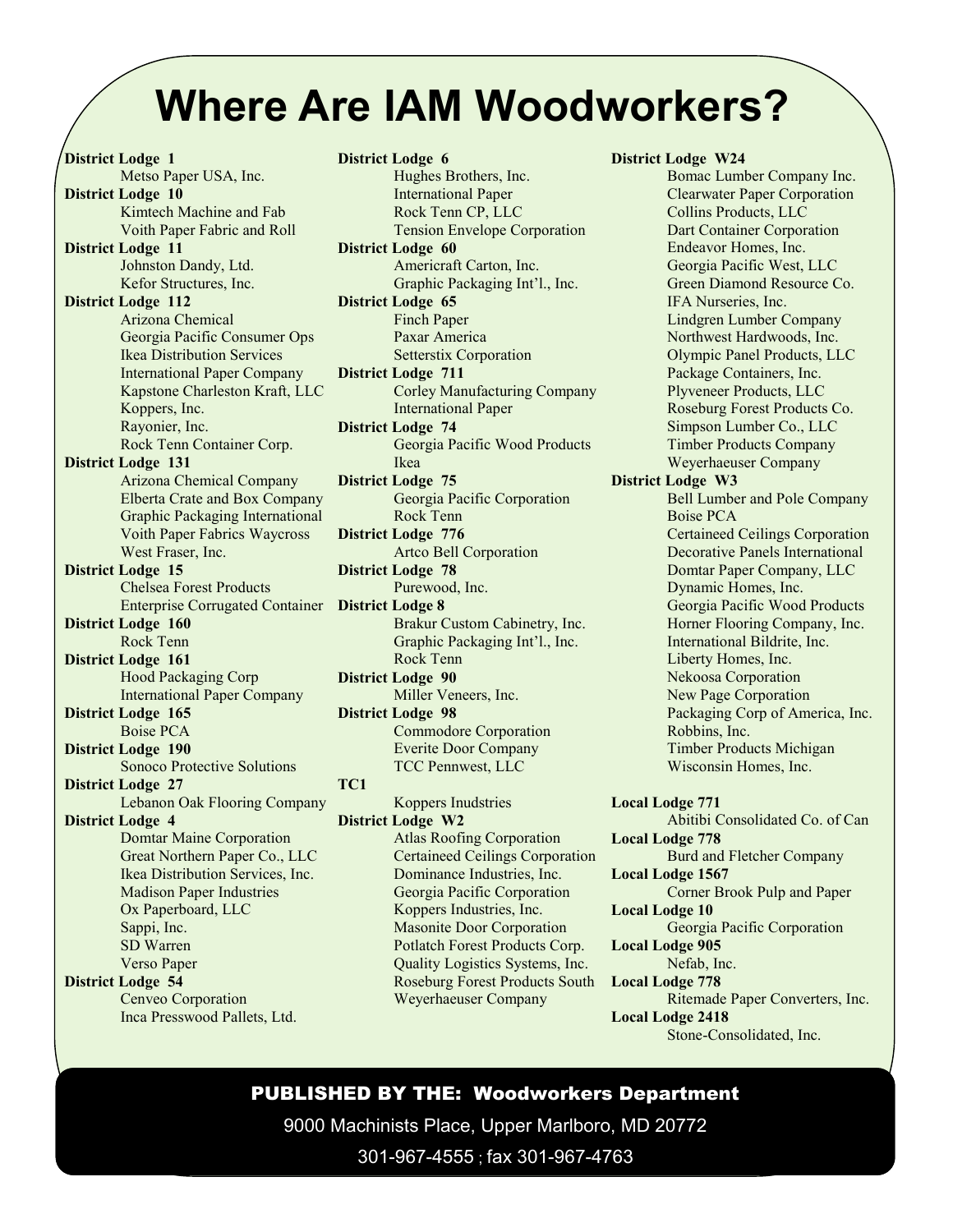# Where Are IAM Woodworkers?

**District Lodge 1**
- Metso Paper USA, Inc.

**District Lodge 10**
- Kimtech Machine and Fab
- Voith Paper Fabric and Roll

**District Lodge 11**
- Johnston Dandy, Ltd.
- Kefor Structures, Inc.

**District Lodge 112**
- Arizona Chemical
- Georgia Pacific Consumer Ops
- Ikea Distribution Services
- International Paper Company
- Kapstone Charleston Kraft, LLC
- Koppers, Inc.
- Rayonier, Inc.
- Rock Tenn Container Corp.

**District Lodge 131**
- Arizona Chemical Company
- Elberta Crate and Box Company
- Graphic Packaging International
- Voith Paper Fabrics Waycross
- West Fraser, Inc.

**District Lodge 15**
- Chelsea Forest Products
- Enterprise Corrugated Container

**District Lodge 160**
- Rock Tenn

**District Lodge 161**
- Hood Packaging Corp
- International Paper Company

**District Lodge 165**
- Boise PCA

**District Lodge 190**
- Sonoco Protective Solutions

**District Lodge 27**
- Lebanon Oak Flooring Company

**District Lodge 4**
- Domtar Maine Corporation
- Great Northern Paper Co., LLC
- Ikea Distribution Services, Inc.
- Madison Paper Industries
- Ox Paperboard, LLC
- Sappi, Inc.
- SD Warren
- Verso Paper

**District Lodge 54**
- Cenveo Corporation
- Inca Presswood Pallets, Ltd.

**District Lodge 6**
- Hughes Brothers, Inc.
- International Paper
- Rock Tenn CP, LLC
- Tension Envelope Corporation

**District Lodge 60**
- Americraft Carton, Inc.
- Graphic Packaging Int'l., Inc.

**District Lodge 65**
- Finch Paper
- Paxar America
- Setterstix Corporation

**District Lodge 711**
- Corley Manufacturing Company
- International Paper

**District Lodge 74**
- Georgia Pacific Wood Products
- Ikea

**District Lodge 75**
- Georgia Pacific Corporation
- Rock Tenn

**District Lodge 776**
- Artco Bell Corporation

**District Lodge 78**
- Purewood, Inc.

**District Lodge 8**
- Brakur Custom Cabinetry, Inc.
- Graphic Packaging Int'l., Inc.
- Rock Tenn

**District Lodge 90**
- Miller Veneers, Inc.

**District Lodge 98**
- Commodore Corporation
- Everite Door Company
- TCC Pennwest, LLC

**TC1**
- Koppers Inudstries

**District Lodge W2**
- Atlas Roofing Corporation
- Certaineed Ceilings Corporation
- Dominance Industries, Inc.
- Georgia Pacific Corporation
- Koppers Industries, Inc.
- Masonite Door Corporation
- Potlatch Forest Products Corp.
- Quality Logistics Systems, Inc.
- Roseburg Forest Products South
- Weyerhaeuser Company

**District Lodge W24**
- Bomac Lumber Company Inc.
- Clearwater Paper Corporation
- Collins Products, LLC
- Dart Container Corporation
- Endeavor Homes, Inc.
- Georgia Pacific West, LLC
- Green Diamond Resource Co.
- IFA Nurseries, Inc.
- Lindgren Lumber Company
- Northwest Hardwoods, Inc.
- Olympic Panel Products, LLC
- Package Containers, Inc.
- Plyveneer Products, LLC
- Roseburg Forest Products Co.
- Simpson Lumber Co., LLC
- Timber Products Company
- Weyerhaeuser Company

**District Lodge W3**
- Bell Lumber and Pole Company
- Boise PCA
- Certaineed Ceilings Corporation
- Decorative Panels International
- Domtar Paper Company, LLC
- Dynamic Homes, Inc.
- Georgia Pacific Wood Products
- Horner Flooring Company, Inc.
- International Bildrite, Inc.
- Liberty Homes, Inc.
- Nekoosa Corporation
- New Page Corporation
- Packaging Corp of America, Inc.
- Robbins, Inc.
- Timber Products Michigan
- Wisconsin Homes, Inc.

**Local Lodge 771**
- Abitibi Consolidated Co. of Can

**Local Lodge 778**
- Burd and Fletcher Company

**Local Lodge 1567**
- Corner Brook Pulp and Paper

**Local Lodge 10**
- Georgia Pacific Corporation

**Local Lodge 905**
- Nefab, Inc.

**Local Lodge 778**
- Ritemade Paper Converters, Inc.

**Local Lodge 2418**
- Stone-Consolidated, Inc.

---

**PUBLISHED BY THE: Woodworkers Department**

9000 Machinists Place, Upper Marlboro, MD 20772

301-967-4555 ; fax 301-967-4763